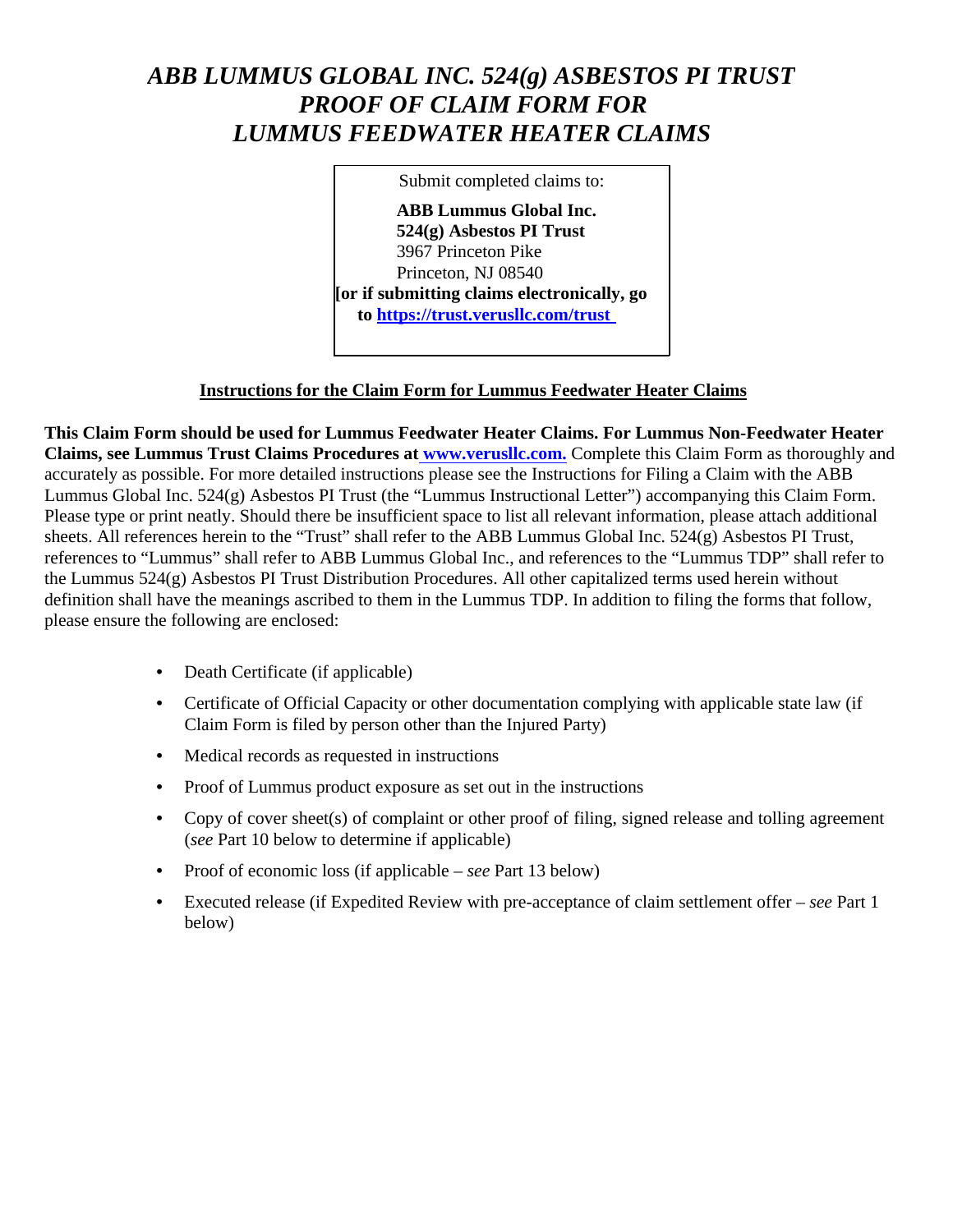# *ABB LUMMUS GLOBAL INC. 524(g) ASBESTOS PI TRUST PROOF OF CLAIM FORM FOR LUMMUS FEEDWATER HEATER CLAIMS*

Submit completed claims to:

**ABB Lummus Global Inc.**
**524(g) Asbestos PI Trust**
3967 Princeton Pike
Princeton, NJ 08540
**[or if submitting claims electronically, go to https://trust.verusllc.com/trust**

## Instructions for the Claim Form for Lummus Feedwater Heater Claims

**This Claim Form should be used for Lummus Feedwater Heater Claims. For Lummus Non-Feedwater Heater Claims, see Lummus Trust Claims Procedures at www.verusllc.com.** Complete this Claim Form as thoroughly and accurately as possible. For more detailed instructions please see the Instructions for Filing a Claim with the ABB Lummus Global Inc. 524(g) Asbestos PI Trust (the "Lummus Instructional Letter") accompanying this Claim Form. Please type or print neatly. Should there be insufficient space to list all relevant information, please attach additional sheets. All references herein to the "Trust" shall refer to the ABB Lummus Global Inc. 524(g) Asbestos PI Trust, references to "Lummus" shall refer to ABB Lummus Global Inc., and references to the "Lummus TDP" shall refer to the Lummus 524(g) Asbestos PI Trust Distribution Procedures. All other capitalized terms used herein without definition shall have the meanings ascribed to them in the Lummus TDP. In addition to filing the forms that follow, please ensure the following are enclosed:

- Death Certificate (if applicable)
- Certificate of Official Capacity or other documentation complying with applicable state law (if Claim Form is filed by person other than the Injured Party)
- Medical records as requested in instructions
- Proof of Lummus product exposure as set out in the instructions
- Copy of cover sheet(s) of complaint or other proof of filing, signed release and tolling agreement (*see* Part 10 below to determine if applicable)
- Proof of economic loss (if applicable – *see* Part 13 below)
- Executed release (if Expedited Review with pre-acceptance of claim settlement offer – *see* Part 1 below)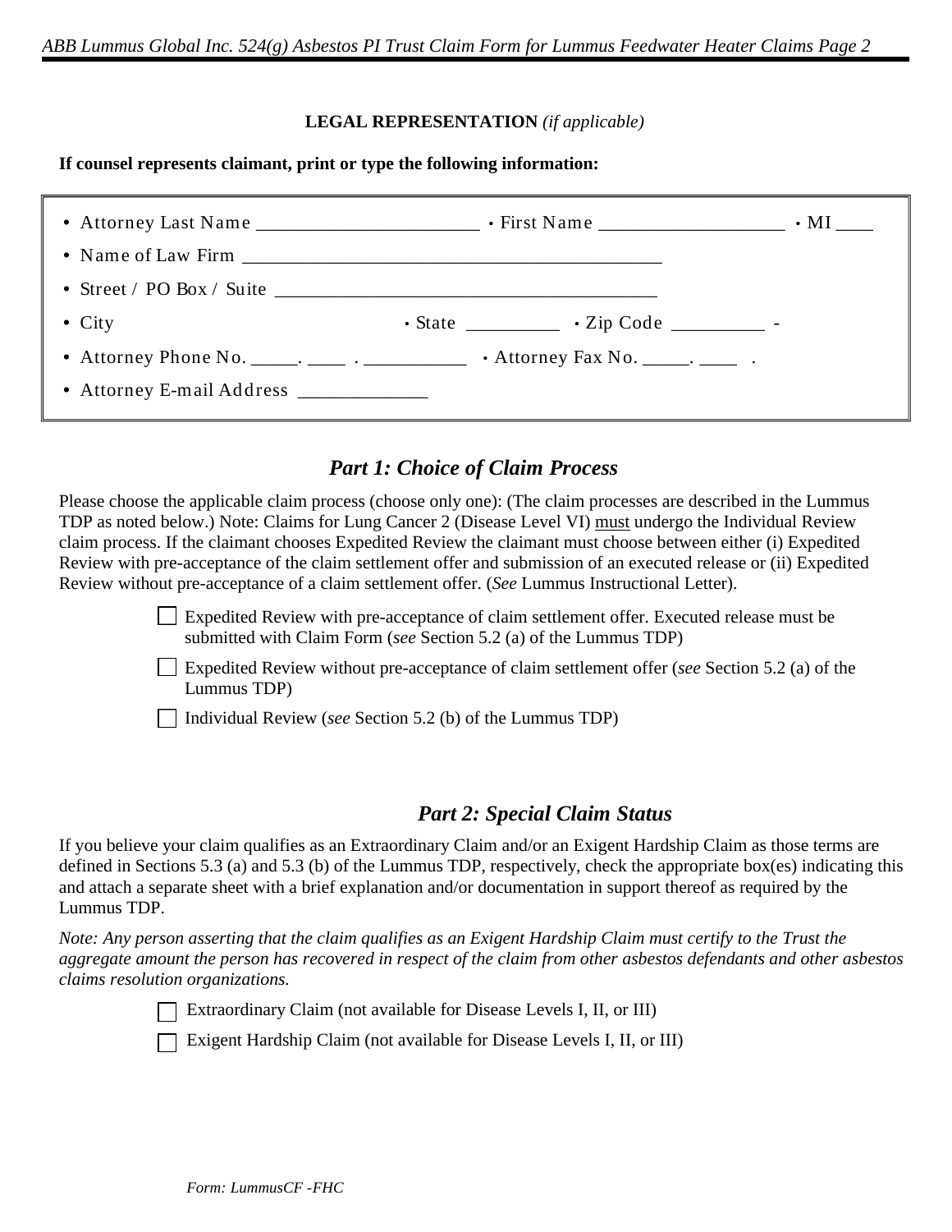**LEGAL REPRESENTATION** *(if applicable)*

**If counsel represents claimant, print or type the following information:**

- Attorney Last Name _______________________ • First Name ___________________ • MI ____
- Name of Law Firm ___________________________________________
- Street / PO Box / Suite ____________________________________
- City • State _________ • Zip Code _________ -
- Attorney Phone No. _____. ____ . __________ • Attorney Fax No. _____. ____ .
- Attorney E-mail Address _____________

## *Part 1: Choice of Claim Process*

Please choose the applicable claim process (choose only one): (The claim processes are described in the Lummus TDP as noted below.) Note: Claims for Lung Cancer 2 (Disease Level VI) must undergo the Individual Review claim process. If the claimant chooses Expedited Review the claimant must choose between either (i) Expedited Review with pre-acceptance of the claim settlement offer and submission of an executed release or (ii) Expedited Review without pre-acceptance of a claim settlement offer. (*See* Lummus Instructional Letter).

- ☐ Expedited Review with pre-acceptance of claim settlement offer. Executed release must be submitted with Claim Form (*see* Section 5.2 (a) of the Lummus TDP)
- ☐ Expedited Review without pre-acceptance of claim settlement offer (*see* Section 5.2 (a) of the Lummus TDP)
- ☐ Individual Review (*see* Section 5.2 (b) of the Lummus TDP)

## *Part 2: Special Claim Status*

If you believe your claim qualifies as an Extraordinary Claim and/or an Exigent Hardship Claim as those terms are defined in Sections 5.3 (a) and 5.3 (b) of the Lummus TDP, respectively, check the appropriate box(es) indicating this and attach a separate sheet with a brief explanation and/or documentation in support thereof as required by the Lummus TDP.

*Note: Any person asserting that the claim qualifies as an Exigent Hardship Claim must certify to the Trust the aggregate amount the person has recovered in respect of the claim from other asbestos defendants and other asbestos claims resolution organizations.*

- ☐ Extraordinary Claim (not available for Disease Levels I, II, or III)
- ☐ Exigent Hardship Claim (not available for Disease Levels I, II, or III)

*Form: LummusCF -FHC*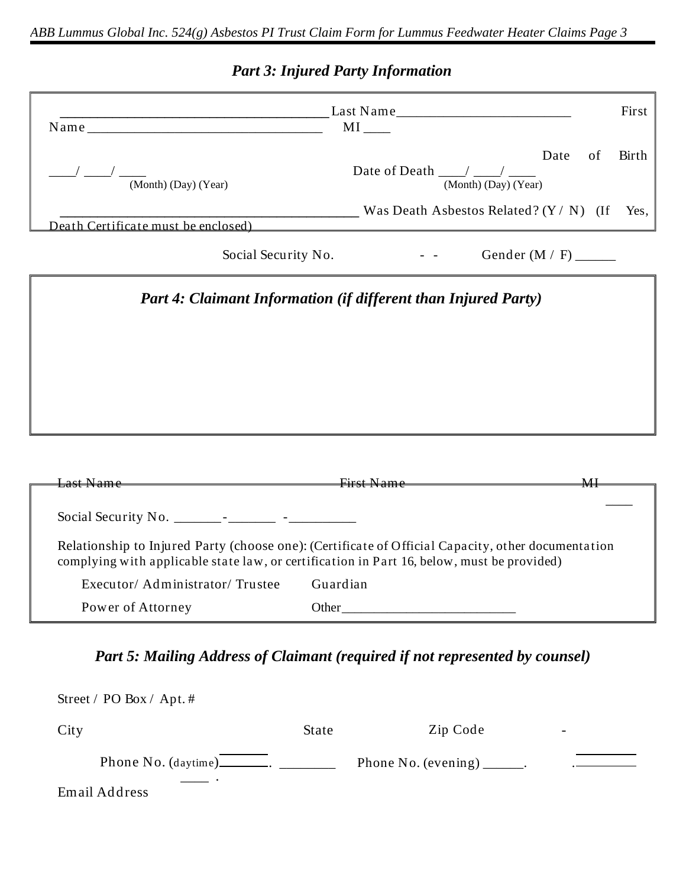## *Part 3: Injured Party Information*

_______________________________________ Last Name_________________________ First Name _________________________________ MI ____

Date of Birth ____/ ____/ ____ (Month) (Day) (Year)

Date of Death ____/ ____/ ____ (Month) (Day) (Year)

_____________________________________________ Was Death Asbestos Related? (Y / N) (If Yes, Death Certificate must be enclosed)

Social Security No. - - Gender (M / F) ______

## *Part 4: Claimant Information (if different than Injured Party)*

Last Name First Name MI ____

Social Security No. _______-_______ -__________

Relationship to Injured Party (choose one): (Certificate of Official Capacity, other documentation complying with applicable state law, or certification in Part 16, below, must be provided)

Executor/ Administrator/ Trustee Guardian

Power of Attorney Other___________________________

## *Part 5: Mailing Address of Claimant (required if not represented by counsel)*

Street / PO Box / Apt. #

City State Zip Code -

Phone No. (daytime)_______. ________ ____ . Phone No. (evening) ______. .________

Email Address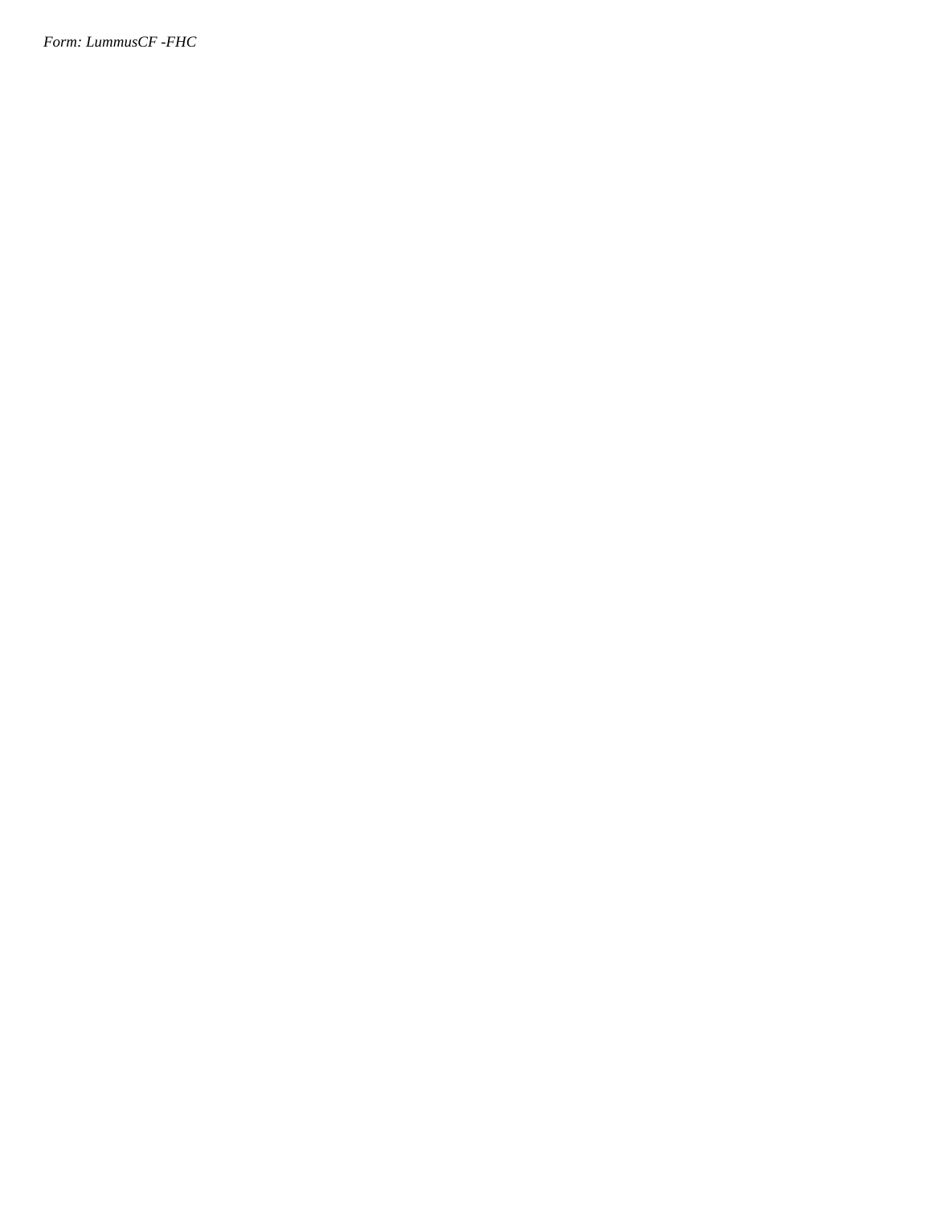*Form: LummusCF -FHC*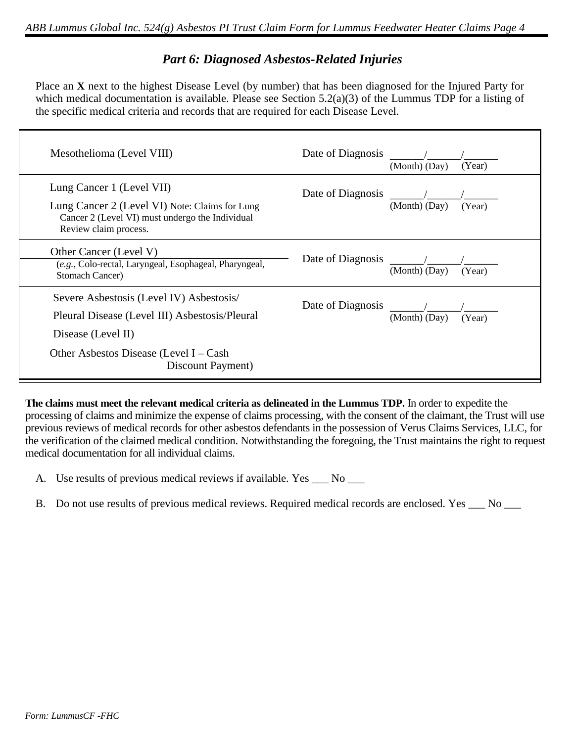## *Part 6: Diagnosed Asbestos-Related Injuries*

Place an **X** next to the highest Disease Level (by number) that has been diagnosed for the Injured Party for which medical documentation is available. Please see Section 5.2(a)(3) of the Lummus TDP for a listing of the specific medical criteria and records that are required for each Disease Level.

| Disease Level | Date of Diagnosis |
| --- | --- |
| Mesothelioma (Level VIII) | Date of Diagnosis ______/______/______ (Month) (Day) (Year) |
| Lung Cancer 1 (Level VII)<br>Lung Cancer 2 (Level VI) Note: Claims for Lung Cancer 2 (Level VI) must undergo the Individual Review claim process. | Date of Diagnosis ______/______/______ (Month) (Day) (Year) |
| Other Cancer (Level V)<br>(*e.g.*, Colo-rectal, Laryngeal, Esophageal, Pharyngeal, Stomach Cancer) | Date of Diagnosis ______/______/______ (Month) (Day) (Year) |
| Severe Asbestosis (Level IV) Asbestosis/<br>Pleural Disease (Level III) Asbestosis/Pleural<br>Disease (Level II)<br>Other Asbestos Disease (Level I – Cash Discount Payment) | Date of Diagnosis ______/______/______ (Month) (Day) (Year) |

**The claims must meet the relevant medical criteria as delineated in the Lummus TDP.** In order to expedite the processing of claims and minimize the expense of claims processing, with the consent of the claimant, the Trust will use previous reviews of medical records for other asbestos defendants in the possession of Verus Claims Services, LLC, for the verification of the claimed medical condition. Notwithstanding the foregoing, the Trust maintains the right to request medical documentation for all individual claims.

A. Use results of previous medical reviews if available. Yes ___ No ___

B. Do not use results of previous medical reviews. Required medical records are enclosed. Yes ___ No ___

Form: LummusCF -FHC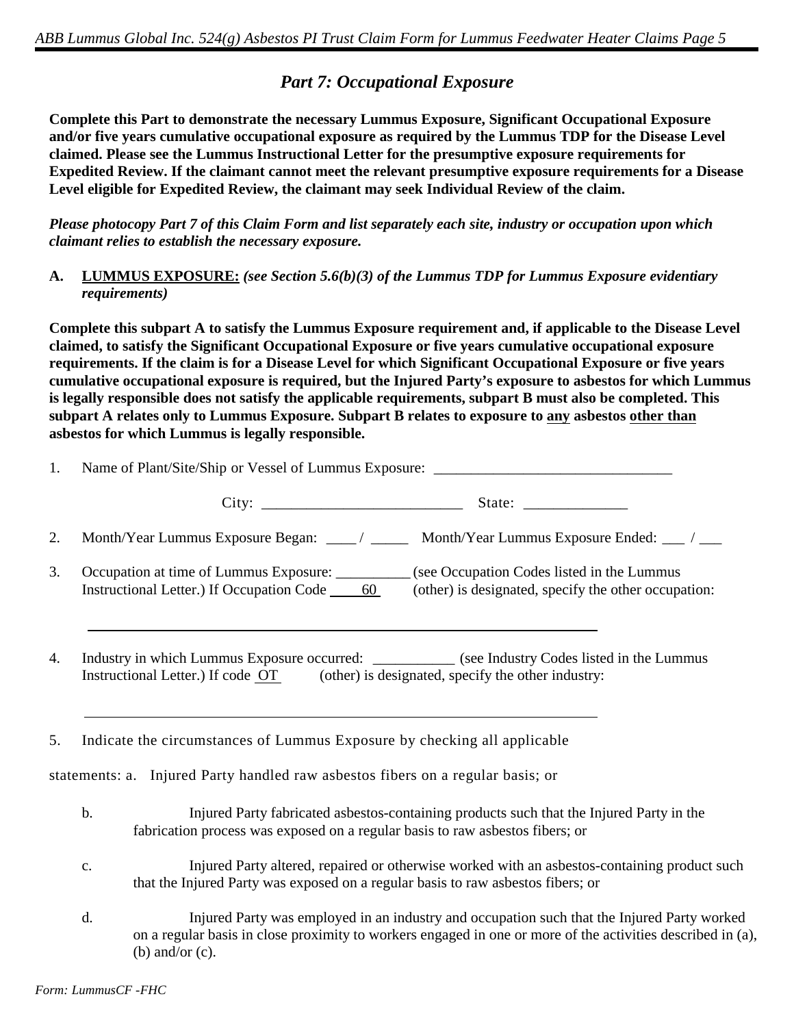## *Part 7: Occupational Exposure*

**Complete this Part to demonstrate the necessary Lummus Exposure, Significant Occupational Exposure and/or five years cumulative occupational exposure as required by the Lummus TDP for the Disease Level claimed. Please see the Lummus Instructional Letter for the presumptive exposure requirements for Expedited Review. If the claimant cannot meet the relevant presumptive exposure requirements for a Disease Level eligible for Expedited Review, the claimant may seek Individual Review of the claim.**

***Please photocopy Part 7 of this Claim Form and list separately each site, industry or occupation upon which claimant relies to establish the necessary exposure.***

**A. LUMMUS EXPOSURE:** ***(see Section 5.6(b)(3) of the Lummus TDP for Lummus Exposure evidentiary requirements)***

**Complete this subpart A to satisfy the Lummus Exposure requirement and, if applicable to the Disease Level claimed, to satisfy the Significant Occupational Exposure or five years cumulative occupational exposure requirements. If the claim is for a Disease Level for which Significant Occupational Exposure or five years cumulative occupational exposure is required, but the Injured Party's exposure to asbestos for which Lummus is legally responsible does not satisfy the applicable requirements, subpart B must also be completed. This subpart A relates only to Lummus Exposure. Subpart B relates to exposure to any asbestos other than asbestos for which Lummus is legally responsible.**

1. Name of Plant/Site/Ship or Vessel of Lummus Exposure: ________________________________

   City: ___________________________ State: ______________

2. Month/Year Lummus Exposure Began: ____ / _____ Month/Year Lummus Exposure Ended: ___ / ___

3. Occupation at time of Lummus Exposure: __________ (see Occupation Codes listed in the Lummus Instructional Letter.) If Occupation Code 60 (other) is designated, specify the other occupation:

   ______________________________________________________________________

4. Industry in which Lummus Exposure occurred: ___________ (see Industry Codes listed in the Lummus Instructional Letter.) If code OT (other) is designated, specify the other industry:

   ______________________________________________________________________

5. Indicate the circumstances of Lummus Exposure by checking all applicable statements:
   a. Injured Party handled raw asbestos fibers on a regular basis; or
   b. Injured Party fabricated asbestos-containing products such that the Injured Party in the fabrication process was exposed on a regular basis to raw asbestos fibers; or
   c. Injured Party altered, repaired or otherwise worked with an asbestos-containing product such that the Injured Party was exposed on a regular basis to raw asbestos fibers; or
   d. Injured Party was employed in an industry and occupation such that the Injured Party worked on a regular basis in close proximity to workers engaged in one or more of the activities described in (a), (b) and/or (c).

Form: LummusCF -FHC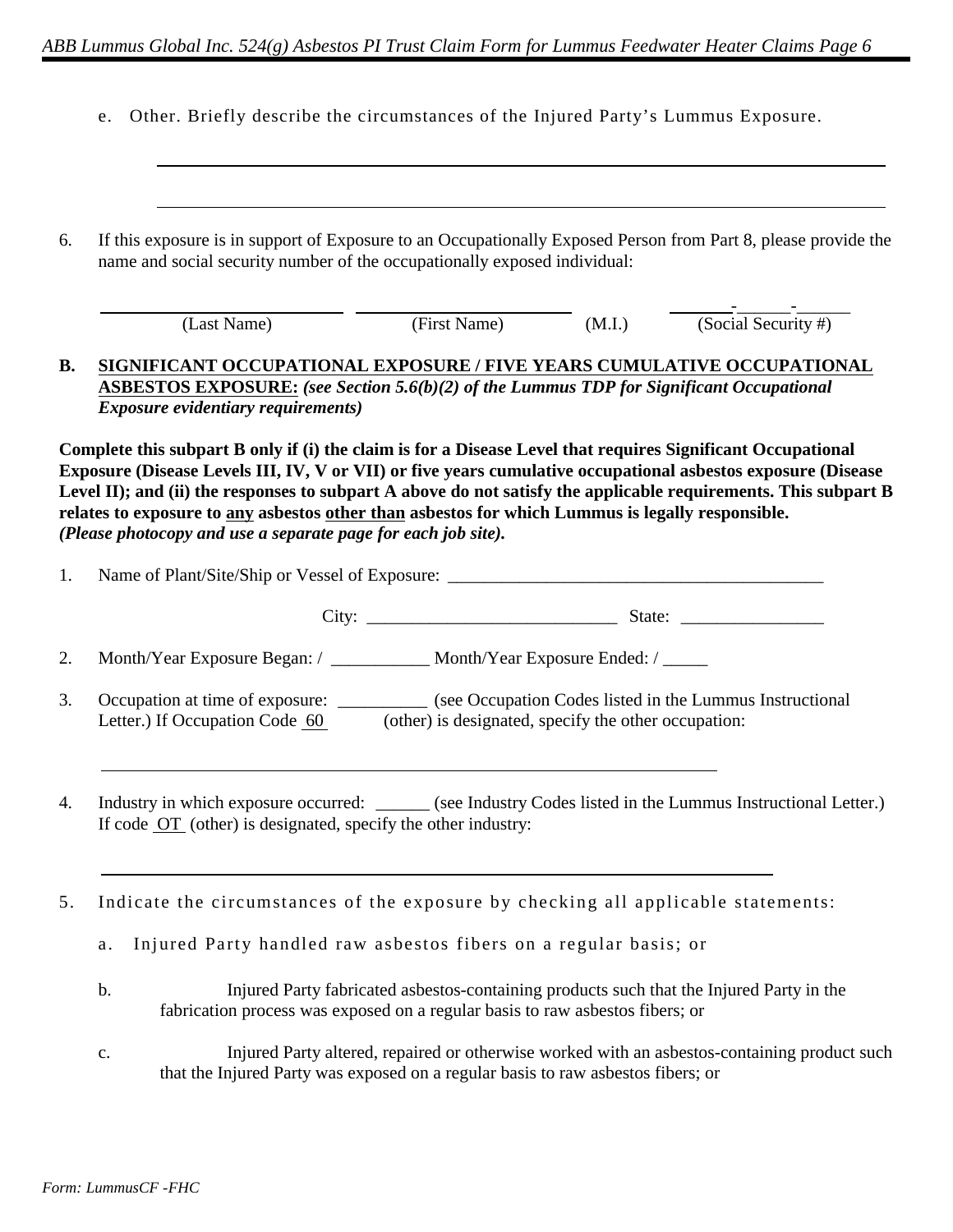e. Other. Briefly describe the circumstances of the Injured Party's Lummus Exposure.

______________________________________________________________________

______________________________________________________________________

6. If this exposure is in support of Exposure to an Occupationally Exposed Person from Part 8, please provide the name and social security number of the occupationally exposed individual:

| (Last Name) | (First Name) | (M.I.) | (Social Security #) |
|---|---|---|---|
| | | | ______-______-______ |

**B. SIGNIFICANT OCCUPATIONAL EXPOSURE / FIVE YEARS CUMULATIVE OCCUPATIONAL ASBESTOS EXPOSURE:** ***(see Section 5.6(b)(2) of the Lummus TDP for Significant Occupational Exposure evidentiary requirements)***

**Complete this subpart B only if (i) the claim is for a Disease Level that requires Significant Occupational Exposure (Disease Levels III, IV, V or VII) or five years cumulative occupational asbestos exposure (Disease Level II); and (ii) the responses to subpart A above do not satisfy the applicable requirements. This subpart B relates to exposure to any asbestos other than asbestos for which Lummus is legally responsible.** ***(Please photocopy and use a separate page for each job site).***

1. Name of Plant/Site/Ship or Vessel of Exposure: ____________________________________________

   City: ____________________________ State: ________________

2. Month/Year Exposure Began: / ___________ Month/Year Exposure Ended: / _____

3. Occupation at time of exposure: __________ (see Occupation Codes listed in the Lummus Instructional Letter.) If Occupation Code 60 (other) is designated, specify the other occupation:

   ______________________________________________________________________

4. Industry in which exposure occurred: ______ (see Industry Codes listed in the Lummus Instructional Letter.) If code OT (other) is designated, specify the other industry:

   ______________________________________________________________________

5. Indicate the circumstances of the exposure by checking all applicable statements:

   a. Injured Party handled raw asbestos fibers on a regular basis; or

   b. Injured Party fabricated asbestos-containing products such that the Injured Party in the fabrication process was exposed on a regular basis to raw asbestos fibers; or

   c. Injured Party altered, repaired or otherwise worked with an asbestos-containing product such that the Injured Party was exposed on a regular basis to raw asbestos fibers; or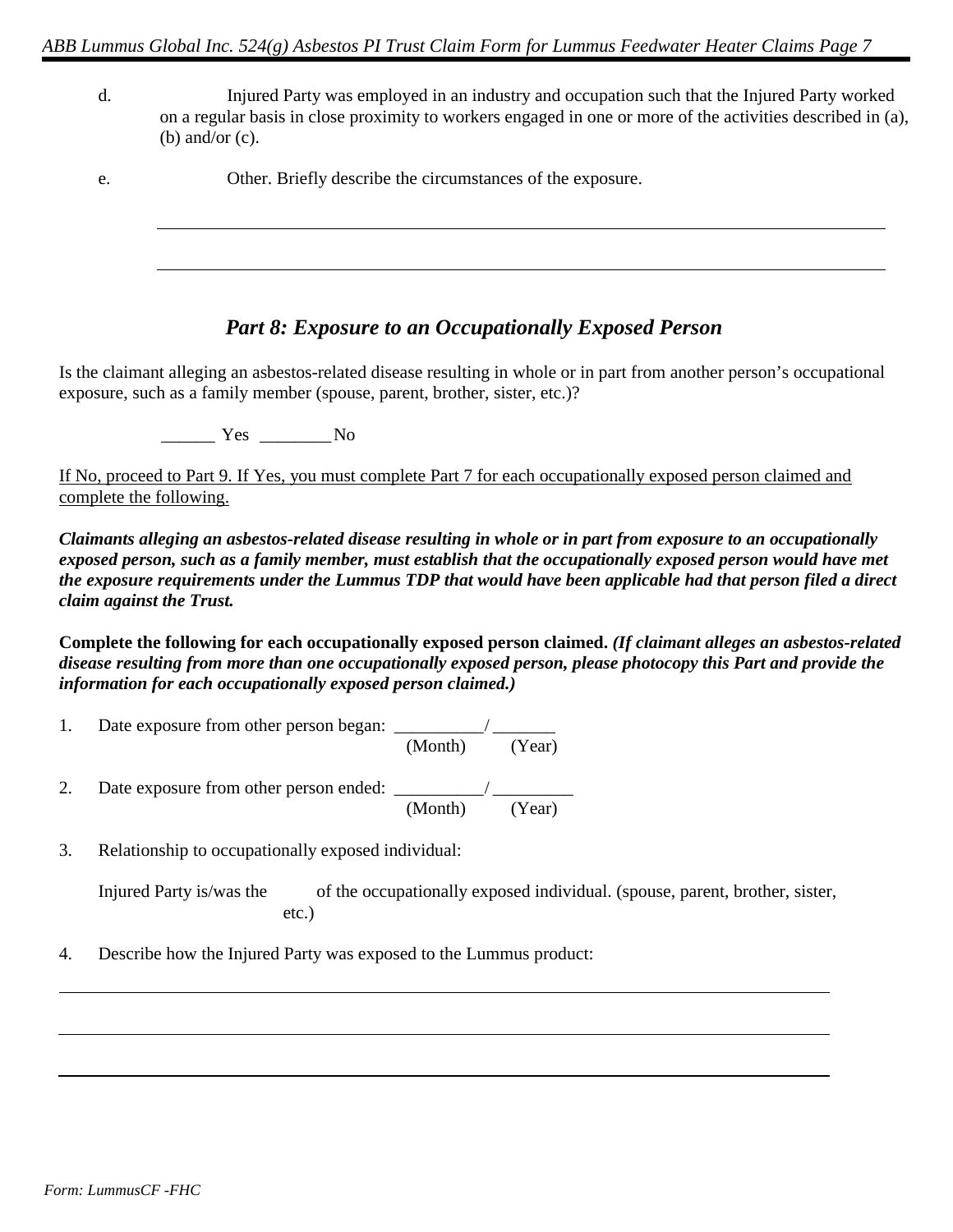d. Injured Party was employed in an industry and occupation such that the Injured Party worked on a regular basis in close proximity to workers engaged in one or more of the activities described in (a), (b) and/or (c).

e. Other. Briefly describe the circumstances of the exposure.

_______________________________________________________________________________

_______________________________________________________________________________

## *Part 8: Exposure to an Occupationally Exposed Person*

Is the claimant alleging an asbestos-related disease resulting in whole or in part from another person's occupational exposure, such as a family member (spouse, parent, brother, sister, etc.)?

______ Yes ________ No

<u>If No, proceed to Part 9. If Yes, you must complete Part 7 for each occupationally exposed person claimed and complete the following.</u>

***Claimants alleging an asbestos-related disease resulting in whole or in part from exposure to an occupationally exposed person, such as a family member, must establish that the occupationally exposed person would have met the exposure requirements under the Lummus TDP that would have been applicable had that person filed a direct claim against the Trust.***

**Complete the following for each occupationally exposed person claimed.** ***(If claimant alleges an asbestos-related disease resulting from more than one occupationally exposed person, please photocopy this Part and provide the information for each occupationally exposed person claimed.)***

1. Date exposure from other person began: __________/ _______
   (Month) (Year)

2. Date exposure from other person ended: __________/ _________
   (Month) (Year)

3. Relationship to occupationally exposed individual:

   Injured Party is/was the ______ of the occupationally exposed individual. (spouse, parent, brother, sister, etc.)

4. Describe how the Injured Party was exposed to the Lummus product:

_______________________________________________________________________________

_______________________________________________________________________________

_______________________________________________________________________________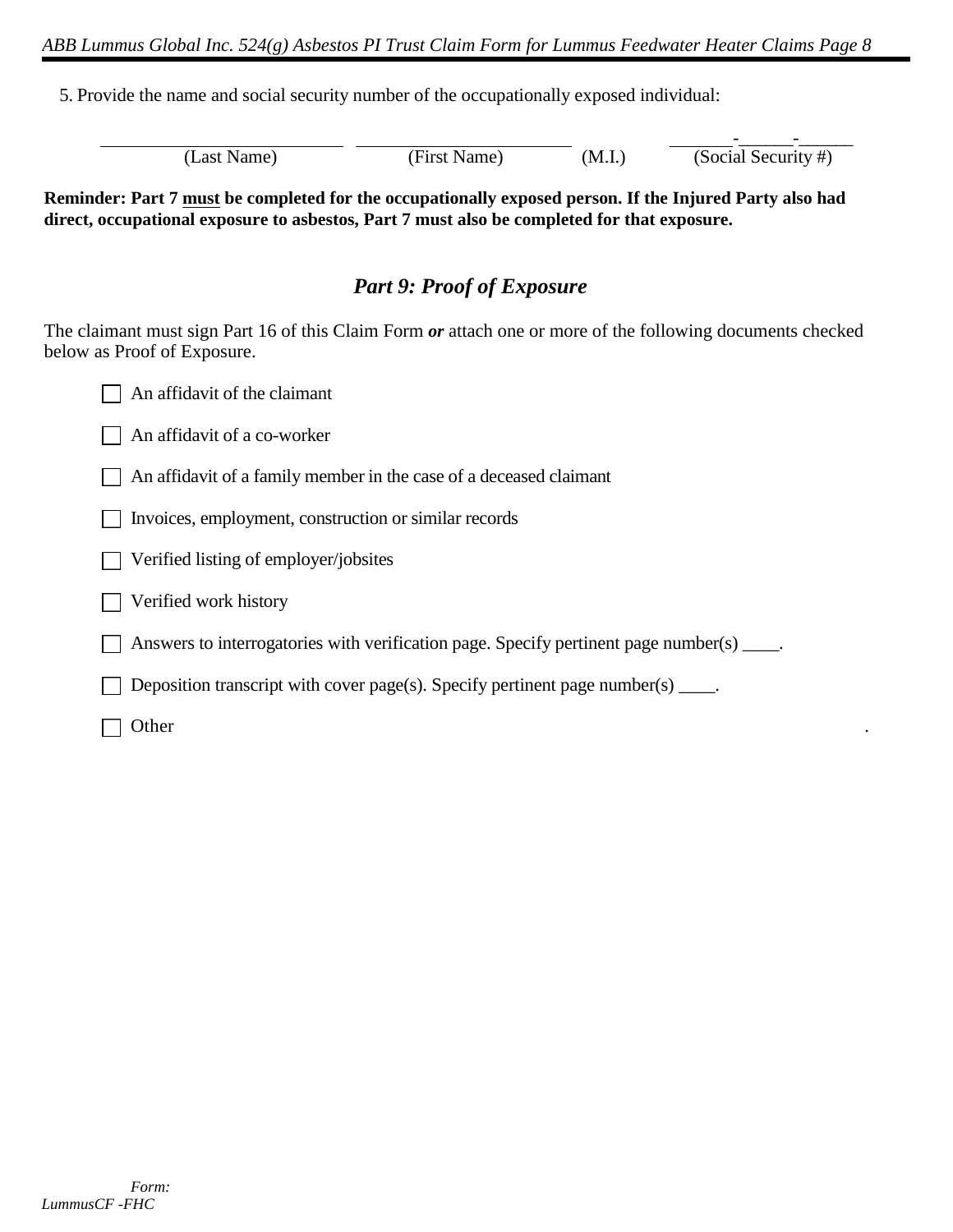5. Provide the name and social security number of the occupationally exposed individual:

| (Last Name) | (First Name) | (M.I.) | (Social Security #) |
|---|---|---|---|
| ________________________ | ______________________ | | ______-______-______ |

**Reminder: Part 7 <u>must</u> be completed for the occupationally exposed person. If the Injured Party also had direct, occupational exposure to asbestos, Part 7 must also be completed for that exposure.**

## *Part 9: Proof of Exposure*

The claimant must sign Part 16 of this Claim Form ***or*** attach one or more of the following documents checked below as Proof of Exposure.

☐ An affidavit of the claimant

☐ An affidavit of a co-worker

☐ An affidavit of a family member in the case of a deceased claimant

☐ Invoices, employment, construction or similar records

☐ Verified listing of employer/jobsites

☐ Verified work history

☐ Answers to interrogatories with verification page. Specify pertinent page number(s) ____.

☐ Deposition transcript with cover page(s). Specify pertinent page number(s) ____.

☐ Other ________________________________________________________________.

*Form: LummusCF -FHC*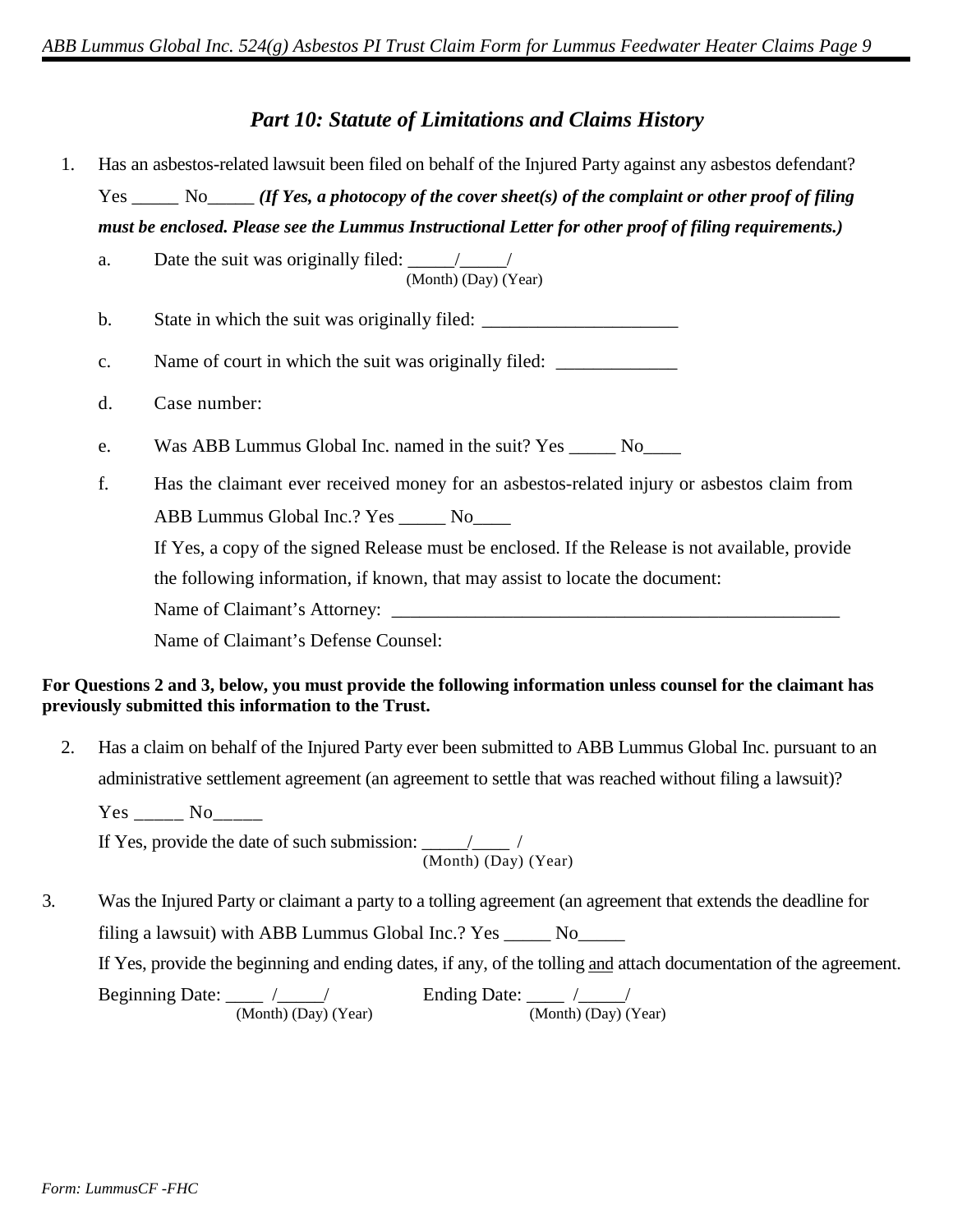## *Part 10: Statute of Limitations and Claims History*

1. Has an asbestos-related lawsuit been filed on behalf of the Injured Party against any asbestos defendant? Yes _____ No_____ ***(If Yes, a photocopy of the cover sheet(s) of the complaint or other proof of filing must be enclosed. Please see the Lummus Instructional Letter for other proof of filing requirements.)***

   a. Date the suit was originally filed: _____/_____/
   (Month) (Day) (Year)

   b. State in which the suit was originally filed: _____________________

   c. Name of court in which the suit was originally filed: _____________

   d. Case number:

   e. Was ABB Lummus Global Inc. named in the suit? Yes _____ No____

   f. Has the claimant ever received money for an asbestos-related injury or asbestos claim from ABB Lummus Global Inc.? Yes _____ No____

   If Yes, a copy of the signed Release must be enclosed. If the Release is not available, provide the following information, if known, that may assist to locate the document:

   Name of Claimant's Attorney: ___________________________________________________

   Name of Claimant's Defense Counsel:

**For Questions 2 and 3, below, you must provide the following information unless counsel for the claimant has previously submitted this information to the Trust.**

2. Has a claim on behalf of the Injured Party ever been submitted to ABB Lummus Global Inc. pursuant to an administrative settlement agreement (an agreement to settle that was reached without filing a lawsuit)?

   Yes _____ No_____

   If Yes, provide the date of such submission: _____/____ /
   (Month) (Day) (Year)

3. Was the Injured Party or claimant a party to a tolling agreement (an agreement that extends the deadline for filing a lawsuit) with ABB Lummus Global Inc.? Yes _____ No_____

   If Yes, provide the beginning and ending dates, if any, of the tolling and attach documentation of the agreement.

   Beginning Date: ____ /_____/ (Month) (Day) (Year)    Ending Date: ____ /_____/ (Month) (Day) (Year)

*Form: LummusCF -FHC*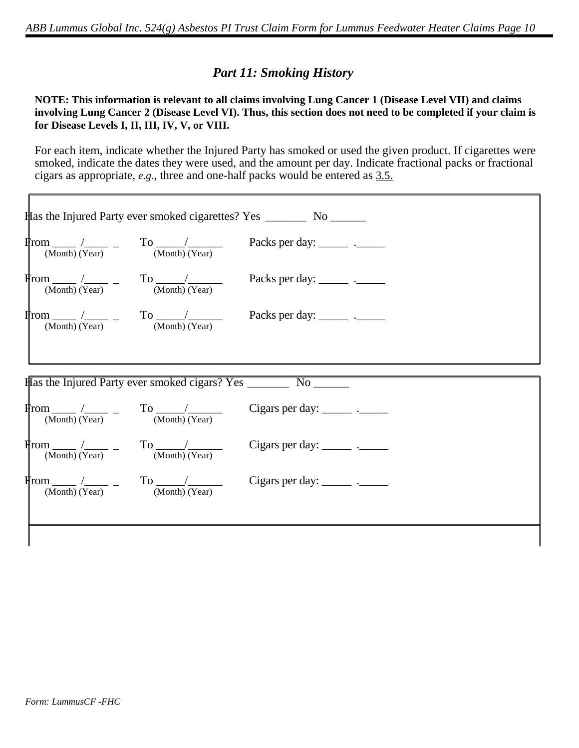## *Part 11: Smoking History*

**NOTE: This information is relevant to all claims involving Lung Cancer 1 (Disease Level VII) and claims involving Lung Cancer 2 (Disease Level VI). Thus, this section does not need to be completed if your claim is for Disease Levels I, II, III, IV, V, or VIII.**

For each item, indicate whether the Injured Party has smoked or used the given product. If cigarettes were smoked, indicate the dates they were used, and the amount per day. Indicate fractional packs or fractional cigars as appropriate, *e.g.*, three and one-half packs would be entered as 3.5.

Has the Injured Party ever smoked cigarettes? Yes _______ No ______

From ____ /____ _ To _____/______ Packs per day: _____ ._____
(Month) (Year) (Month) (Year)

From ____ /____ _ To _____/______ Packs per day: _____ ._____
(Month) (Year) (Month) (Year)

From ____ /____ _ To _____/______ Packs per day: _____ ._____
(Month) (Year) (Month) (Year)

Has the Injured Party ever smoked cigars? Yes _______ No ______

From ____ /____ _ To _____/______ Cigars per day: _____ ._____
(Month) (Year) (Month) (Year)

From ____ /____ _ To _____/______ Cigars per day: _____ ._____
(Month) (Year) (Month) (Year)

From ____ /____ _ To _____/______ Cigars per day: _____ ._____
(Month) (Year) (Month) (Year)

*Form: LummusCF -FHC*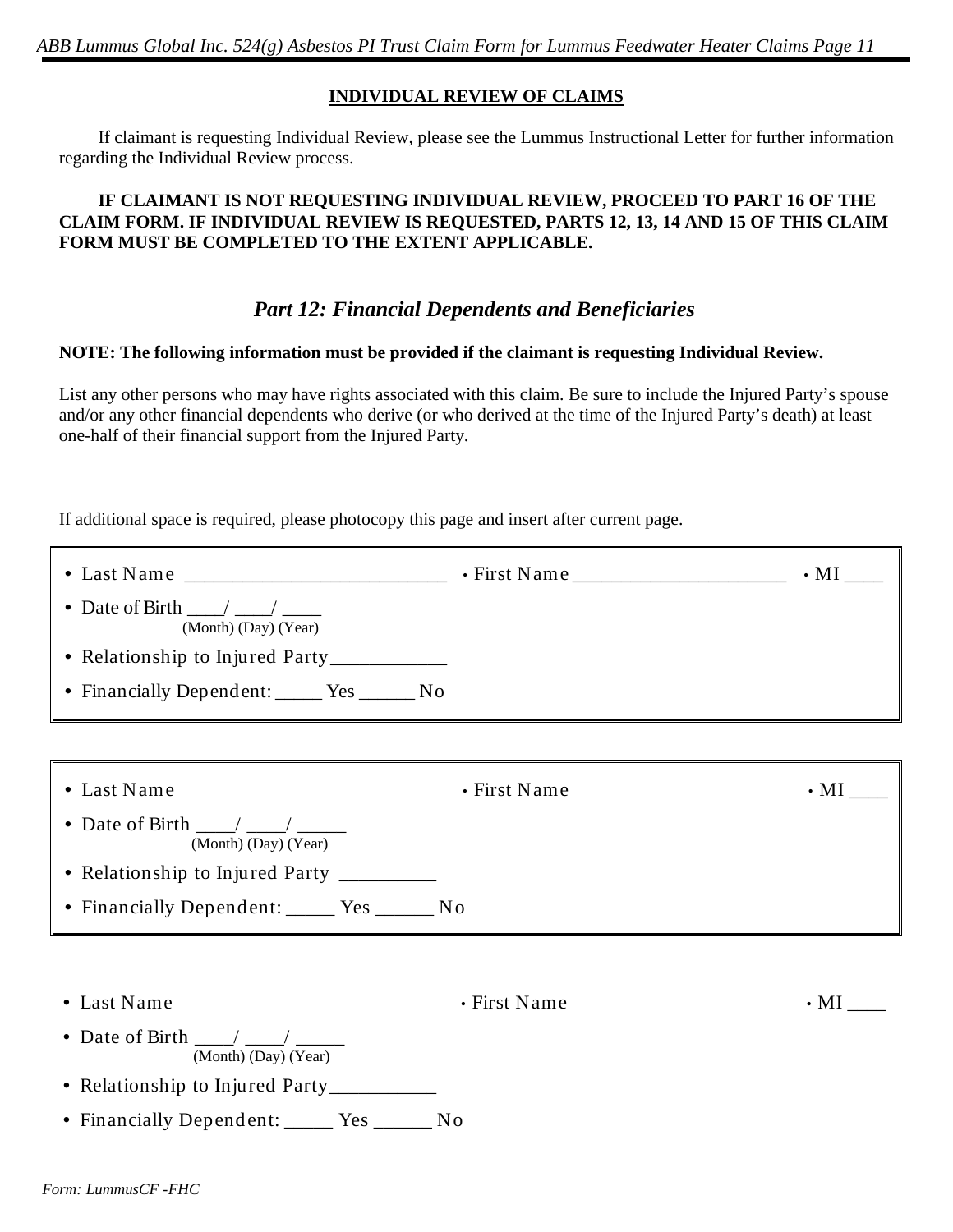## INDIVIDUAL REVIEW OF CLAIMS

If claimant is requesting Individual Review, please see the Lummus Instructional Letter for further information regarding the Individual Review process.

**IF CLAIMANT IS NOT REQUESTING INDIVIDUAL REVIEW, PROCEED TO PART 16 OF THE CLAIM FORM. IF INDIVIDUAL REVIEW IS REQUESTED, PARTS 12, 13, 14 AND 15 OF THIS CLAIM FORM MUST BE COMPLETED TO THE EXTENT APPLICABLE.**

## *Part 12: Financial Dependents and Beneficiaries*

**NOTE: The following information must be provided if the claimant is requesting Individual Review.**

List any other persons who may have rights associated with this claim. Be sure to include the Injured Party's spouse and/or any other financial dependents who derive (or who derived at the time of the Injured Party's death) at least one-half of their financial support from the Injured Party.

If additional space is required, please photocopy this page and insert after current page.

- Last Name ___________________________ • First Name ______________________ • MI ____
- Date of Birth ____/ ____/ ____
  (Month) (Day) (Year)
- Relationship to Injured Party____________
- Financially Dependent: _____ Yes ______ No

---

- Last Name • First Name • MI ____
- Date of Birth ____/ ____/ _____
  (Month) (Day) (Year)
- Relationship to Injured Party __________
- Financially Dependent: _____ Yes ______ No

---

- Last Name • First Name • MI ____
- Date of Birth ____/ ____/ _____
  (Month) (Day) (Year)
- Relationship to Injured Party___________
- Financially Dependent: _____ Yes ______ No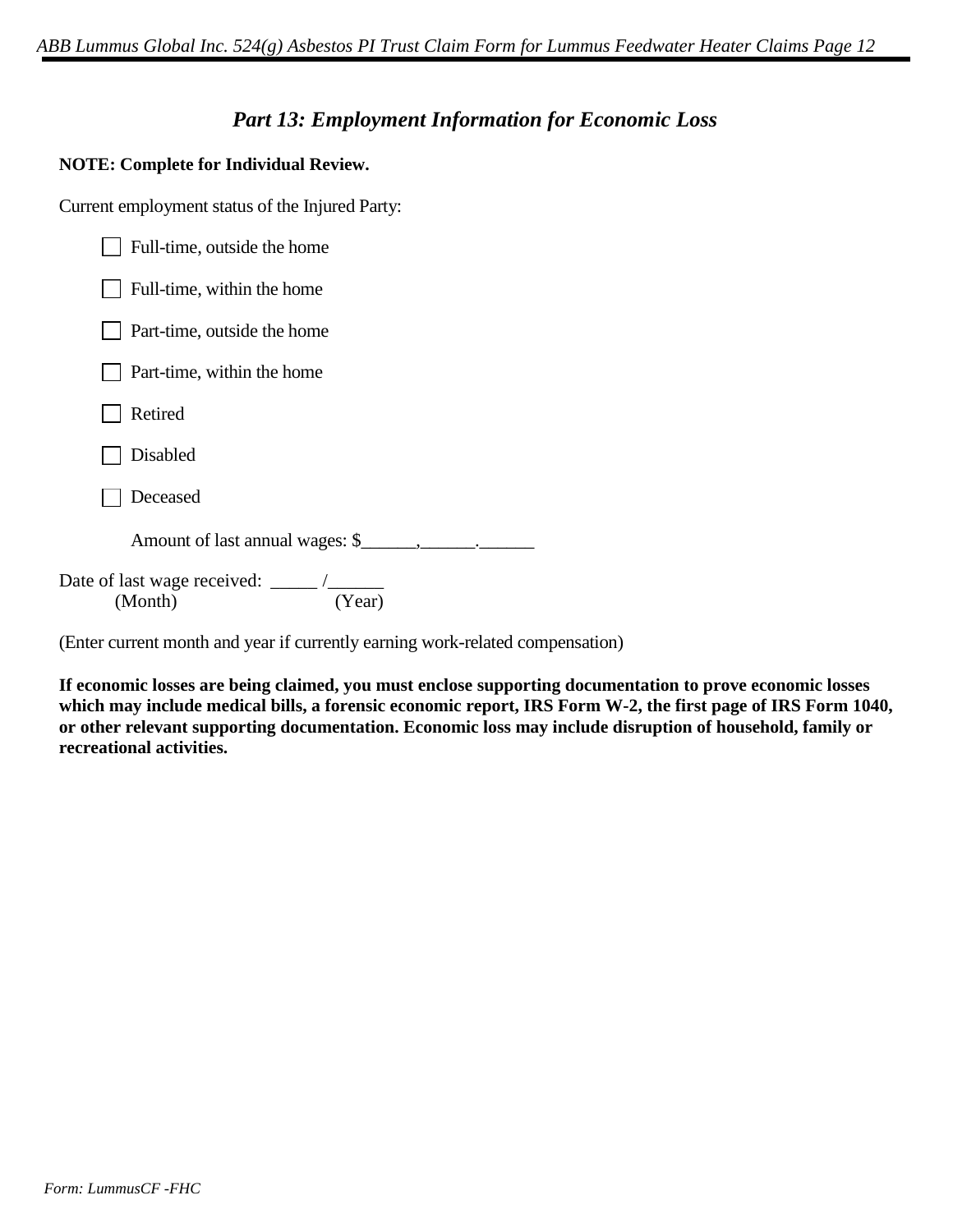## *Part 13: Employment Information for Economic Loss*

**NOTE: Complete for Individual Review.**

Current employment status of the Injured Party:

- ☐ Full-time, outside the home
- ☐ Full-time, within the home
- ☐ Part-time, outside the home
- ☐ Part-time, within the home
- ☐ Retired
- ☐ Disabled
- ☐ Deceased

Amount of last annual wages: $______,______.______

Date of last wage received: _____ /______
(Month) (Year)

(Enter current month and year if currently earning work-related compensation)

**If economic losses are being claimed, you must enclose supporting documentation to prove economic losses which may include medical bills, a forensic economic report, IRS Form W-2, the first page of IRS Form 1040, or other relevant supporting documentation. Economic loss may include disruption of household, family or recreational activities.**

*Form: LummusCF -FHC*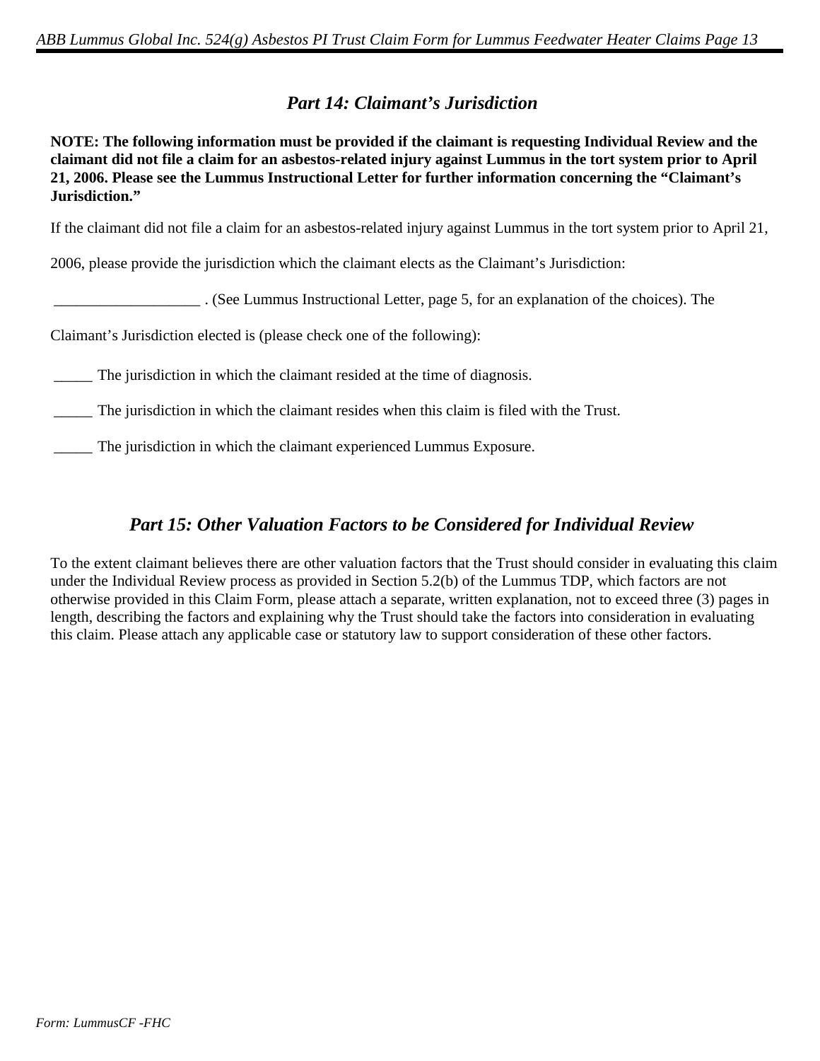## *Part 14: Claimant's Jurisdiction*

**NOTE: The following information must be provided if the claimant is requesting Individual Review and the claimant did not file a claim for an asbestos-related injury against Lummus in the tort system prior to April 21, 2006. Please see the Lummus Instructional Letter for further information concerning the "Claimant's Jurisdiction."**

If the claimant did not file a claim for an asbestos-related injury against Lummus in the tort system prior to April 21, 2006, please provide the jurisdiction which the claimant elects as the Claimant's Jurisdiction:

___________________ . (See Lummus Instructional Letter, page 5, for an explanation of the choices). The Claimant's Jurisdiction elected is (please check one of the following):

_____ The jurisdiction in which the claimant resided at the time of diagnosis.

_____ The jurisdiction in which the claimant resides when this claim is filed with the Trust.

_____ The jurisdiction in which the claimant experienced Lummus Exposure.

## *Part 15: Other Valuation Factors to be Considered for Individual Review*

To the extent claimant believes there are other valuation factors that the Trust should consider in evaluating this claim under the Individual Review process as provided in Section 5.2(b) of the Lummus TDP, which factors are not otherwise provided in this Claim Form, please attach a separate, written explanation, not to exceed three (3) pages in length, describing the factors and explaining why the Trust should take the factors into consideration in evaluating this claim. Please attach any applicable case or statutory law to support consideration of these other factors.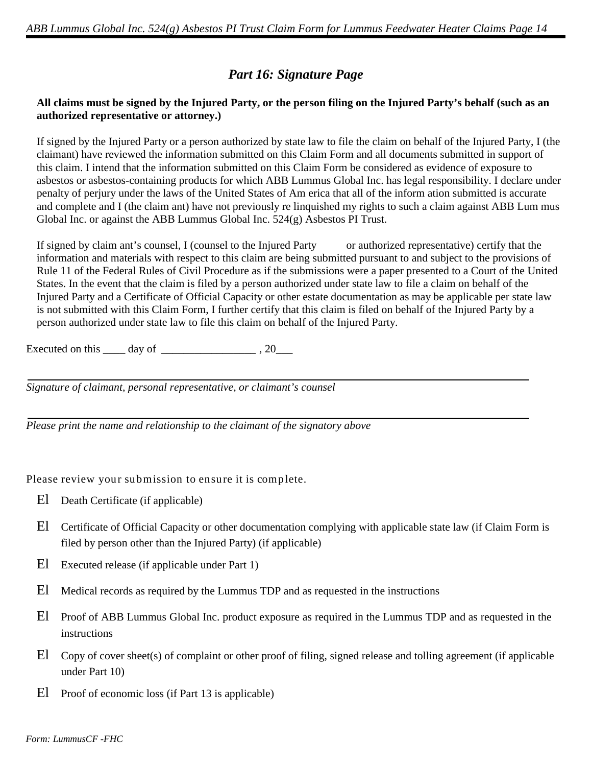## *Part 16: Signature Page*

**All claims must be signed by the Injured Party, or the person filing on the Injured Party's behalf (such as an authorized representative or attorney.)**

If signed by the Injured Party or a person authorized by state law to file the claim on behalf of the Injured Party, I (the claimant) have reviewed the information submitted on this Claim Form and all documents submitted in support of this claim. I intend that the information submitted on this Claim Form be considered as evidence of exposure to asbestos or asbestos-containing products for which ABB Lummus Global Inc. has legal responsibility. I declare under penalty of perjury under the laws of the United States of Am erica that all of the inform ation submitted is accurate and complete and I (the claim ant) have not previously re linquished my rights to such a claim against ABB Lum mus Global Inc. or against the ABB Lummus Global Inc. 524(g) Asbestos PI Trust.

If signed by claim ant's counsel, I (counsel to the Injured Party or authorized representative) certify that the information and materials with respect to this claim are being submitted pursuant to and subject to the provisions of Rule 11 of the Federal Rules of Civil Procedure as if the submissions were a paper presented to a Court of the United States. In the event that the claim is filed by a person authorized under state law to file a claim on behalf of the Injured Party and a Certificate of Official Capacity or other estate documentation as may be applicable per state law is not submitted with this Claim Form, I further certify that this claim is filed on behalf of the Injured Party by a person authorized under state law to file this claim on behalf of the Injured Party.

Executed on this ____ day of _________________ , 20___

______________________________________________________________________

*Signature of claimant, personal representative, or claimant's counsel*

______________________________________________________________________

*Please print the name and relationship to the claimant of the signatory above*

Please review your submission to ensure it is complete.

- El Death Certificate (if applicable)
- El Certificate of Official Capacity or other documentation complying with applicable state law (if Claim Form is filed by person other than the Injured Party) (if applicable)
- El Executed release (if applicable under Part 1)
- El Medical records as required by the Lummus TDP and as requested in the instructions
- El Proof of ABB Lummus Global Inc. product exposure as required in the Lummus TDP and as requested in the instructions
- El Copy of cover sheet(s) of complaint or other proof of filing, signed release and tolling agreement (if applicable under Part 10)
- El Proof of economic loss (if Part 13 is applicable)

*Form: LummusCF -FHC*